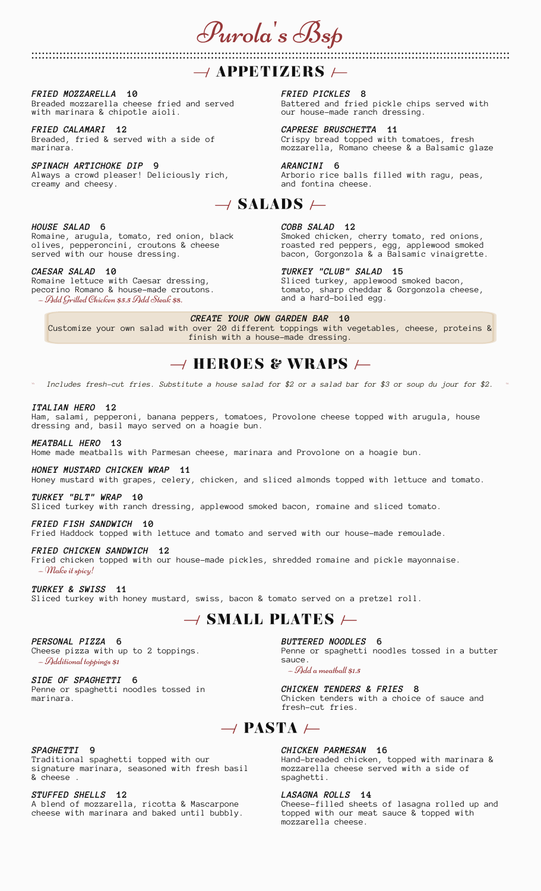# Purola's Bsp

## APPETIZERS

***FRIED MOZZARELLA* 10**
Breaded mozzarella cheese fried and served with marinara & chipotle aioli.

***FRIED CALAMARI* 12**
Breaded, fried & served with a side of marinara.

***SPINACH ARTICHOKE DIP* 9**
Always a crowd pleaser! Deliciously rich, creamy and cheesy.

***FRIED PICKLES* 8**
Battered and fried pickle chips served with our house-made ranch dressing.

***CAPRESE BRUSCHETTA* 11**
Crispy bread topped with tomatoes, fresh mozzarella, Romano cheese & a Balsamic glaze

***ARANCINI* 6**
Arborio rice balls filled with ragu, peas, and fontina cheese.

## SALADS

***HOUSE SALAD* 6**
Romaine, arugula, tomato, red onion, black olives, pepperoncini, croutons & cheese served with our house dressing.

***CAESAR SALAD* 10**
Romaine lettuce with Caesar dressing, pecorino Romano & house-made croutons.
*– Add Grilled Chicken $5.5 Add Steak $8.*

***COBB SALAD* 12**
Smoked chicken, cherry tomato, red onions, roasted red peppers, egg, applewood smoked bacon, Gorgonzola & a Balsamic vinaigrette.

***TURKEY "CLUB" SALAD* 15**
Sliced turkey, applewood smoked bacon, tomato, sharp cheddar & Gorgonzola cheese, and a hard-boiled egg.

***CREATE YOUR OWN GARDEN BAR* 10**
Customize your own salad with over 20 different toppings with vegetables, cheese, proteins & finish with a house-made dressing.

## HEROES & WRAPS

*Includes fresh-cut fries. Substitute a house salad for $2 or a salad bar for $3 or soup du jour for $2.*

***ITALIAN HERO* 12**
Ham, salami, pepperoni, banana peppers, tomatoes, Provolone cheese topped with arugula, house dressing and, basil mayo served on a hoagie bun.

***MEATBALL HERO* 13**
Home made meatballs with Parmesan cheese, marinara and Provolone on a hoagie bun.

***HONEY MUSTARD CHICKEN WRAP* 11**
Honey mustard with grapes, celery, chicken, and sliced almonds topped with lettuce and tomato.

***TURKEY "BLT" WRAP* 10**
Sliced turkey with ranch dressing, applewood smoked bacon, romaine and sliced tomato.

***FRIED FISH SANDWICH* 10**
Fried Haddock topped with lettuce and tomato and served with our house-made remoulade.

***FRIED CHICKEN SANDWICH* 12**
Fried chicken topped with our house-made pickles, shredded romaine and pickle mayonnaise.
*– Make it spicy!*

***TURKEY & SWISS* 11**
Sliced turkey with honey mustard, swiss, bacon & tomato served on a pretzel roll.

## SMALL PLATES

***PERSONAL PIZZA* 6**
Cheese pizza with up to 2 toppings.
*– Additional toppings $1*

***SIDE OF SPAGHETTI* 6**
Penne or spaghetti noodles tossed in marinara.

***BUTTERED NOODLES* 6**
Penne or spaghetti noodles tossed in a butter sauce.
*– Add a meatball $1.5*

***CHICKEN TENDERS & FRIES* 8**
Chicken tenders with a choice of sauce and fresh-cut fries.

## PASTA

***SPAGHETTI* 9**
Traditional spaghetti topped with our signature marinara, seasoned with fresh basil & cheese .

***STUFFED SHELLS* 12**
A blend of mozzarella, ricotta & Mascarpone cheese with marinara and baked until bubbly.

***CHICKEN PARMESAN* 16**
Hand-breaded chicken, topped with marinara & mozzarella cheese served with a side of spaghetti.

***LASAGNA ROLLS* 14**
Cheese-filled sheets of lasagna rolled up and topped with our meat sauce & topped with mozzarella cheese.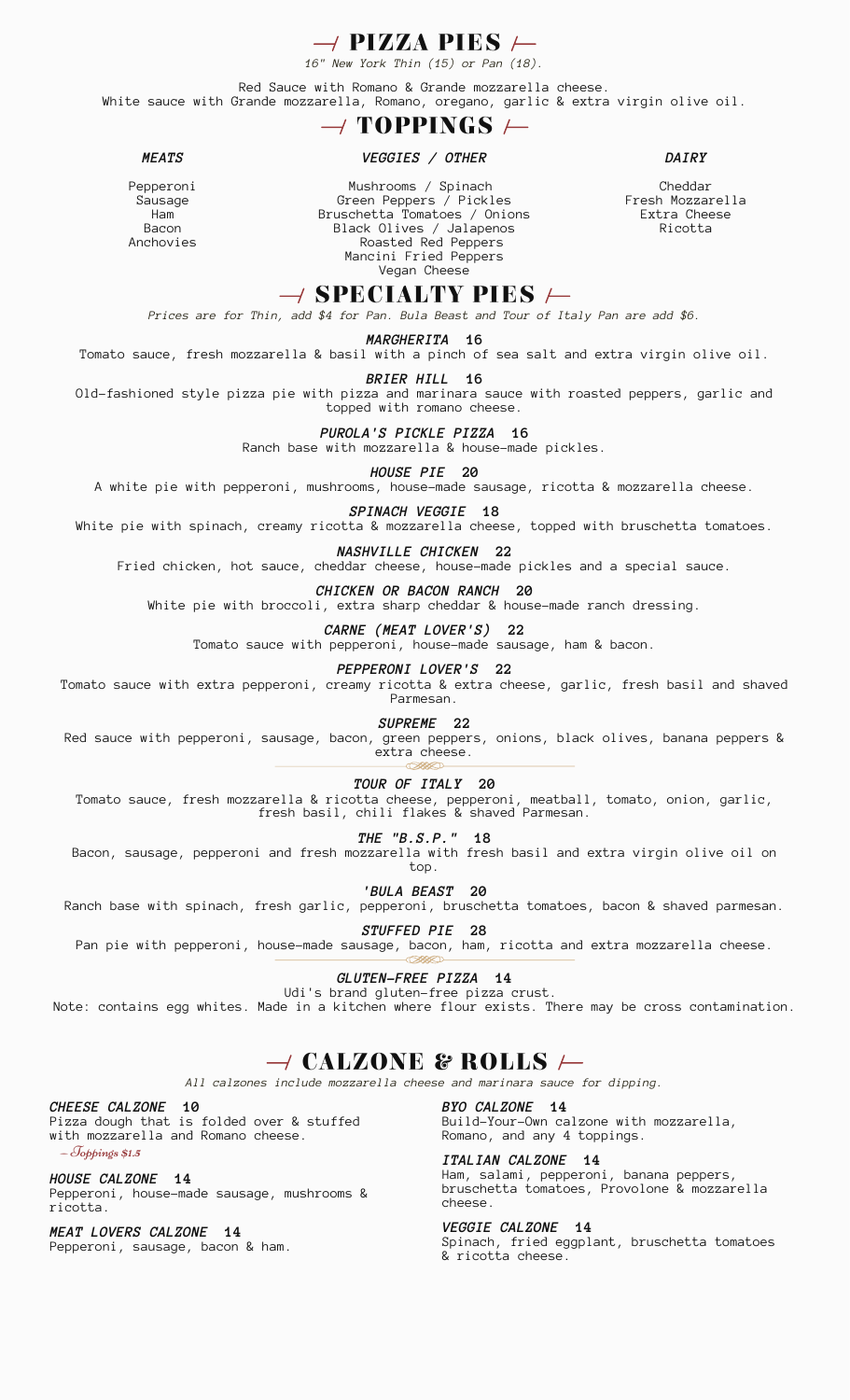## PIZZA PIES

*16" New York Thin (15) or Pan (18).*

Red Sauce with Romano & Grande mozzarella cheese.
White sauce with Grande mozzarella, Romano, oregano, garlic & extra virgin olive oil.

## TOPPINGS

### *MEATS*

Pepperoni
Sausage
Ham
Bacon
Anchovies

### *VEGGIES / OTHER*

Mushrooms / Spinach
Green Peppers / Pickles
Bruschetta Tomatoes / Onions
Black Olives / Jalapenos
Roasted Red Peppers
Mancini Fried Peppers
Vegan Cheese

### *DAIRY*

Cheddar
Fresh Mozzarella
Extra Cheese
Ricotta

## SPECIALTY PIES

*Prices are for Thin, add $4 for Pan. Bula Beast and Tour of Italy Pan are add $6.*

***MARGHERITA* 16**
Tomato sauce, fresh mozzarella & basil with a pinch of sea salt and extra virgin olive oil.

***BRIER HILL* 16**
Old-fashioned style pizza pie with pizza and marinara sauce with roasted peppers, garlic and topped with romano cheese.

***PUROLA'S PICKLE PIZZA* 16**
Ranch base with mozzarella & house-made pickles.

***HOUSE PIE* 20**
A white pie with pepperoni, mushrooms, house-made sausage, ricotta & mozzarella cheese.

***SPINACH VEGGIE* 18**
White pie with spinach, creamy ricotta & mozzarella cheese, topped with bruschetta tomatoes.

***NASHVILLE CHICKEN* 22**
Fried chicken, hot sauce, cheddar cheese, house-made pickles and a special sauce.

***CHICKEN OR BACON RANCH* 20**
White pie with broccoli, extra sharp cheddar & house-made ranch dressing.

***CARNE (MEAT LOVER'S)* 22**
Tomato sauce with pepperoni, house-made sausage, ham & bacon.

***PEPPERONI LOVER'S* 22**
Tomato sauce with extra pepperoni, creamy ricotta & extra cheese, garlic, fresh basil and shaved Parmesan.

***SUPREME* 22**
Red sauce with pepperoni, sausage, bacon, green peppers, onions, black olives, banana peppers & extra cheese.

***TOUR OF ITALY* 20**
Tomato sauce, fresh mozzarella & ricotta cheese, pepperoni, meatball, tomato, onion, garlic, fresh basil, chili flakes & shaved Parmesan.

***THE "B.S.P."* 18**
Bacon, sausage, pepperoni and fresh mozzarella with fresh basil and extra virgin olive oil on top.

***'BULA BEAST* 20**
Ranch base with spinach, fresh garlic, pepperoni, bruschetta tomatoes, bacon & shaved parmesan.

***STUFFED PIE* 28**
Pan pie with pepperoni, house-made sausage, bacon, ham, ricotta and extra mozzarella cheese.

***GLUTEN-FREE PIZZA* 14**
Udi's brand gluten-free pizza crust.
Note: contains egg whites. Made in a kitchen where flour exists. There may be cross contamination.

## CALZONE & ROLLS

*All calzones include mozzarella cheese and marinara sauce for dipping.*

***CHEESE CALZONE* 10**
Pizza dough that is folded over & stuffed with mozzarella and Romano cheese.
*– Toppings $1.5*

***HOUSE CALZONE* 14**
Pepperoni, house-made sausage, mushrooms & ricotta.

***MEAT LOVERS CALZONE* 14**
Pepperoni, sausage, bacon & ham.

***BYO CALZONE* 14**
Build-Your-Own calzone with mozzarella, Romano, and any 4 toppings.

***ITALIAN CALZONE* 14**
Ham, salami, pepperoni, banana peppers, bruschetta tomatoes, Provolone & mozzarella cheese.

***VEGGIE CALZONE* 14**
Spinach, fried eggplant, bruschetta tomatoes & ricotta cheese.